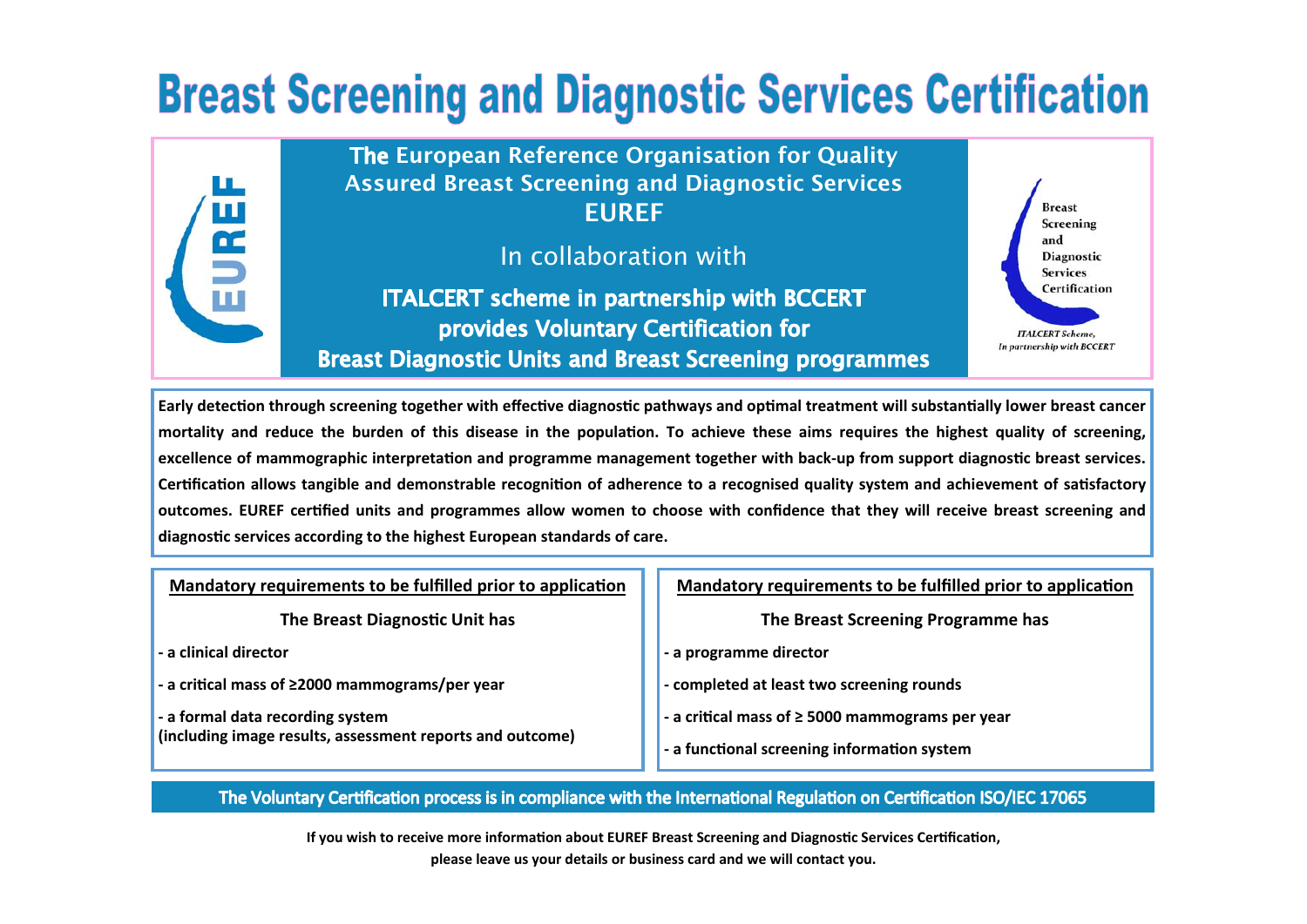# Breast Screening and Diagnostic Services Certification

EUREF

**The European Reference Organisation for Quality Assured Breast Screening and Diagnostic Services**
**EUREF**

In collaboration with

**ITALCERT scheme in partnership with BCCERT provides Voluntary Certification for Breast Diagnostic Units and Breast Screening programmes**

Breast Screening and Diagnostic Services Certification

*ITALCERT Scheme, In partnership with BCCERT*

**Early detection through screening together with effective diagnostic pathways and optimal treatment will substantially lower breast cancer mortality and reduce the burden of this disease in the population. To achieve these aims requires the highest quality of screening, excellence of mammographic interpretation and programme management together with back-up from support diagnostic breast services. Certification allows tangible and demonstrable recognition of adherence to a recognised quality system and achievement of satisfactory outcomes. EUREF certified units and programmes allow women to choose with confidence that they will receive breast screening and diagnostic services according to the highest European standards of care.**

## Mandatory requirements to be fulfilled prior to application

**The Breast Diagnostic Unit has**

- **a clinical director**
- **a critical mass of ≥2000 mammograms/per year**
- **a formal data recording system (including image results, assessment reports and outcome)**

## Mandatory requirements to be fulfilled prior to application

**The Breast Screening Programme has**

- **a programme director**
- **completed at least two screening rounds**
- **a critical mass of ≥ 5000 mammograms per year**
- **a functional screening information system**

**The Voluntary Certification process is in compliance with the International Regulation on Certification ISO/IEC 17065**

**If you wish to receive more information about EUREF Breast Screening and Diagnostic Services Certification, please leave us your details or business card and we will contact you.**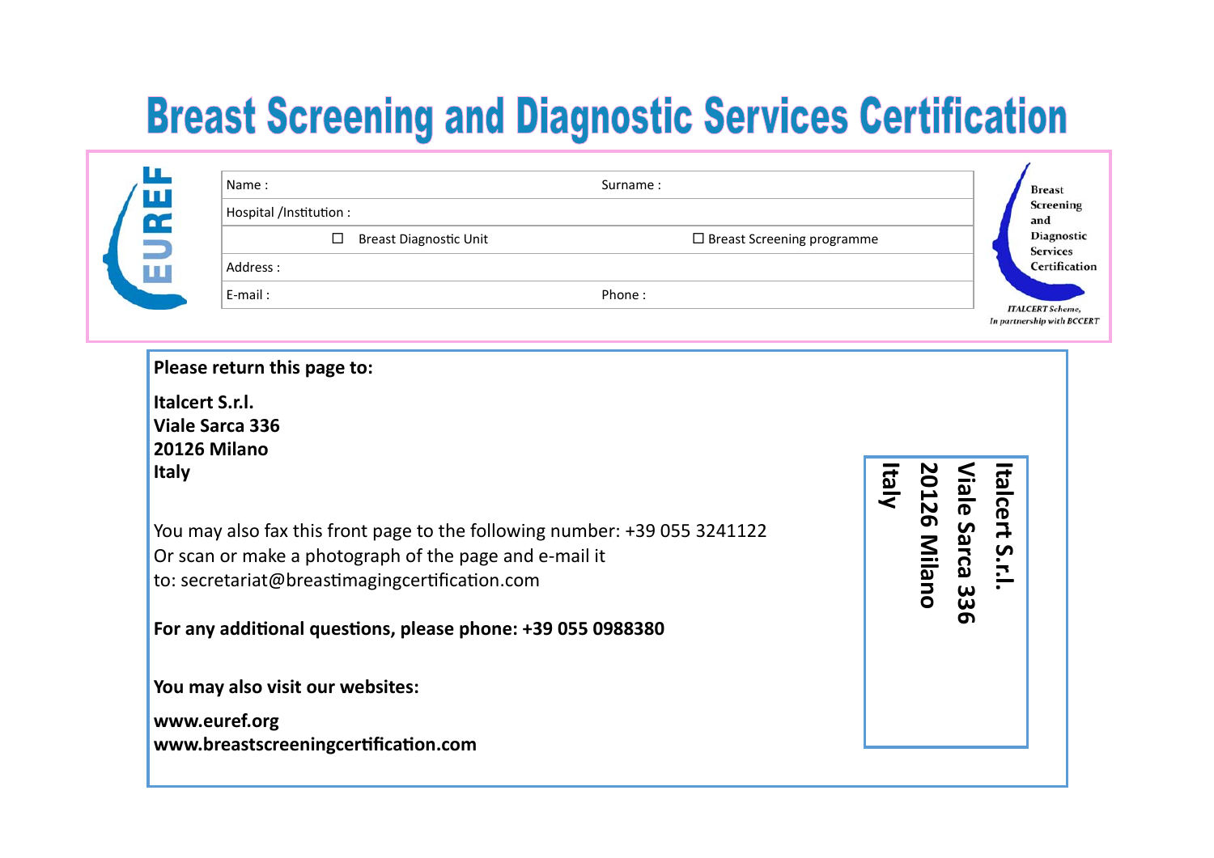# Breast Screening and Diagnostic Services Certification

EUREF

| | |
|---|---|
| Name : | Surname : |
| Hospital /Institution : | |
| ☐ Breast Diagnostic Unit | ☐ Breast Screening programme |
| Address : | |
| E-mail : | Phone : |

Breast Screening and Diagnostic Services Certification

*ITALCERT Scheme, In partnership with BCCERT*

**Please return this page to:**

**Italcert S.r.l.**
**Viale Sarca 336**
**20126 Milano**
**Italy**

You may also fax this front page to the following number: +39 055 3241122
Or scan or make a photograph of the page and e-mail it to: secretariat@breastimagingcertification.com

**For any additional questions, please phone: +39 055 0988380**

**You may also visit our websites:**

**www.euref.org**
**www.breastscreeningcertification.com**

**Italcert S.r.l.**
**Viale Sarca 336**
**20126 Milano**
**Italy**